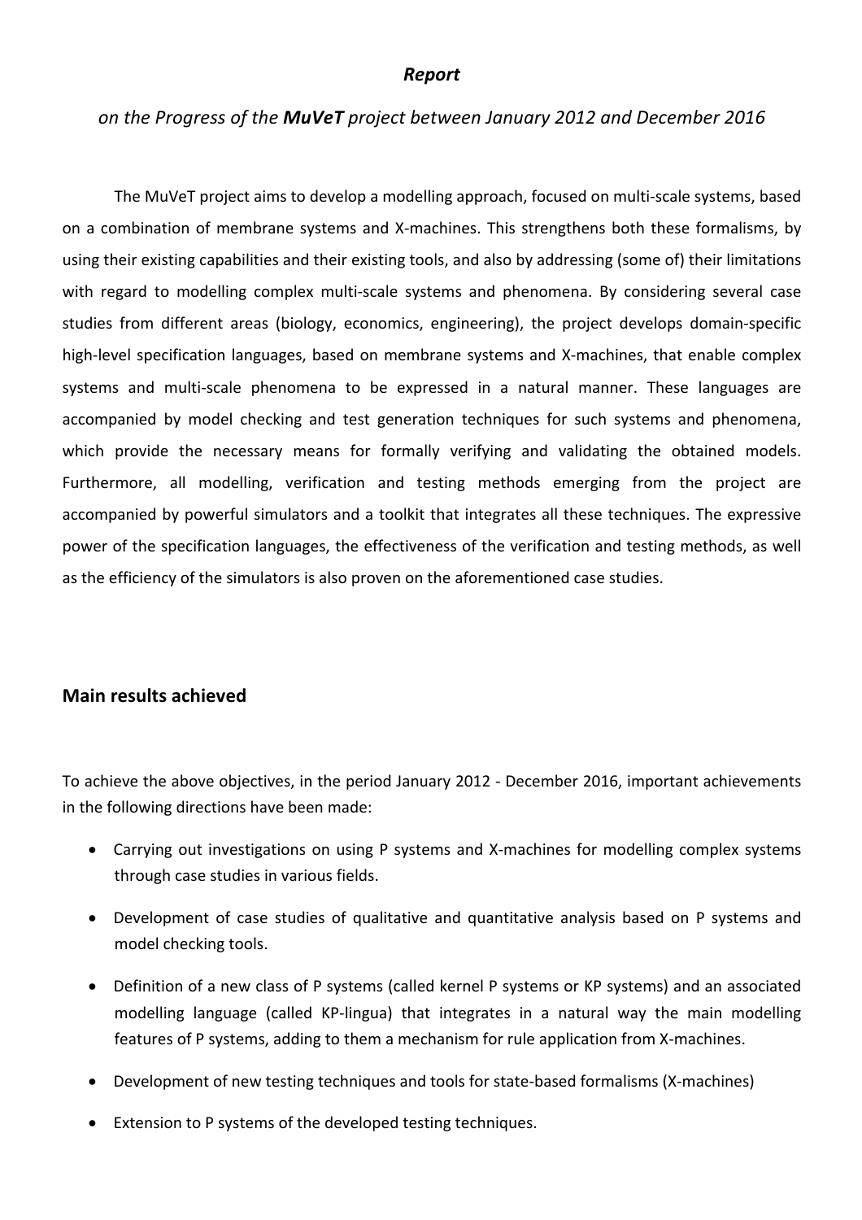*Report*

*on the Progress of the **MuVeT** project between January 2012 and December 2016*

The MuVeT project aims to develop a modelling approach, focused on multi-scale systems, based on a combination of membrane systems and X-machines. This strengthens both these formalisms, by using their existing capabilities and their existing tools, and also by addressing (some of) their limitations with regard to modelling complex multi-scale systems and phenomena. By considering several case studies from different areas (biology, economics, engineering), the project develops domain-specific high-level specification languages, based on membrane systems and X-machines, that enable complex systems and multi-scale phenomena to be expressed in a natural manner. These languages are accompanied by model checking and test generation techniques for such systems and phenomena, which provide the necessary means for formally verifying and validating the obtained models. Furthermore, all modelling, verification and testing methods emerging from the project are accompanied by powerful simulators and a toolkit that integrates all these techniques. The expressive power of the specification languages, the effectiveness of the verification and testing methods, as well as the efficiency of the simulators is also proven on the aforementioned case studies.

## Main results achieved

To achieve the above objectives, in the period January 2012 - December 2016, important achievements in the following directions have been made:

- Carrying out investigations on using P systems and X-machines for modelling complex systems through case studies in various fields.
- Development of case studies of qualitative and quantitative analysis based on P systems and model checking tools.
- Definition of a new class of P systems (called kernel P systems or KP systems) and an associated modelling language (called KP-lingua) that integrates in a natural way the main modelling features of P systems, adding to them a mechanism for rule application from X-machines.
- Development of new testing techniques and tools for state-based formalisms (X-machines)
- Extension to P systems of the developed testing techniques.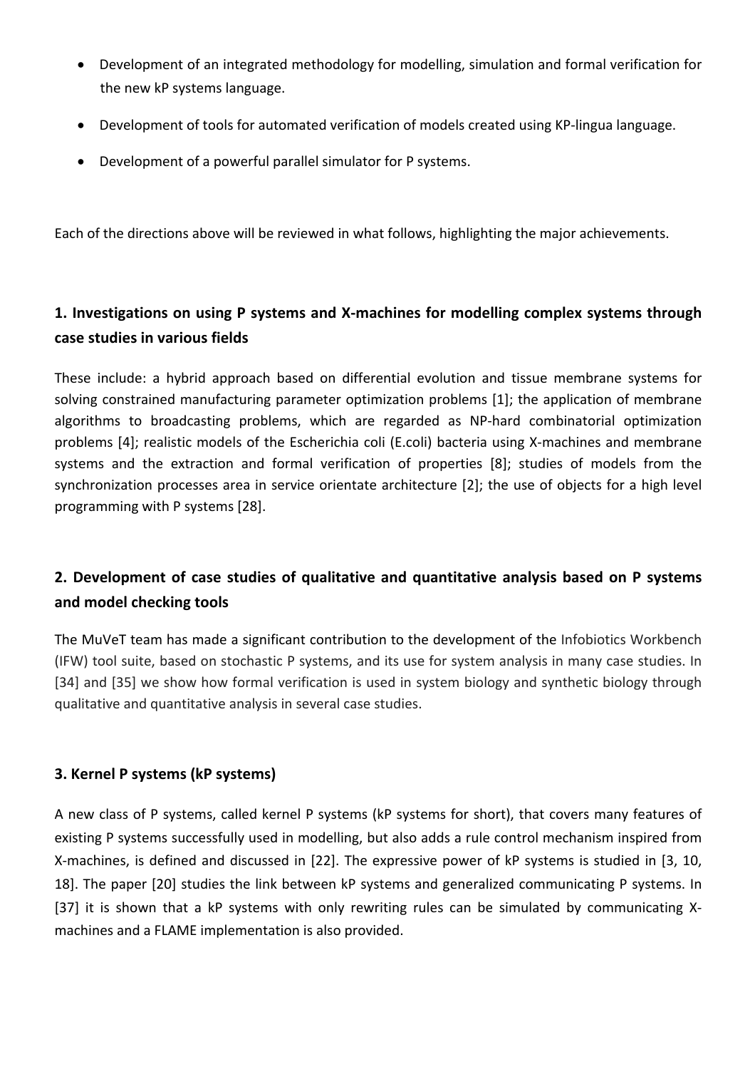- Development of an integrated methodology for modelling, simulation and formal verification for the new kP systems language.
- Development of tools for automated verification of models created using KP-lingua language.
- Development of a powerful parallel simulator for P systems.

Each of the directions above will be reviewed in what follows, highlighting the major achievements.

## 1. Investigations on using P systems and X-machines for modelling complex systems through case studies in various fields

These include: a hybrid approach based on differential evolution and tissue membrane systems for solving constrained manufacturing parameter optimization problems [1]; the application of membrane algorithms to broadcasting problems, which are regarded as NP-hard combinatorial optimization problems [4]; realistic models of the Escherichia coli (E.coli) bacteria using X-machines and membrane systems and the extraction and formal verification of properties [8]; studies of models from the synchronization processes area in service orientate architecture [2]; the use of objects for a high level programming with P systems [28].

## 2. Development of case studies of qualitative and quantitative analysis based on P systems and model checking tools

The MuVeT team has made a significant contribution to the development of the Infobiotics Workbench (IFW) tool suite, based on stochastic P systems, and its use for system analysis in many case studies. In [34] and [35] we show how formal verification is used in system biology and synthetic biology through qualitative and quantitative analysis in several case studies.

## 3. Kernel P systems (kP systems)

A new class of P systems, called kernel P systems (kP systems for short), that covers many features of existing P systems successfully used in modelling, but also adds a rule control mechanism inspired from X-machines, is defined and discussed in [22]. The expressive power of kP systems is studied in [3, 10, 18]. The paper [20] studies the link between kP systems and generalized communicating P systems. In [37] it is shown that a kP systems with only rewriting rules can be simulated by communicating X-machines and a FLAME implementation is also provided.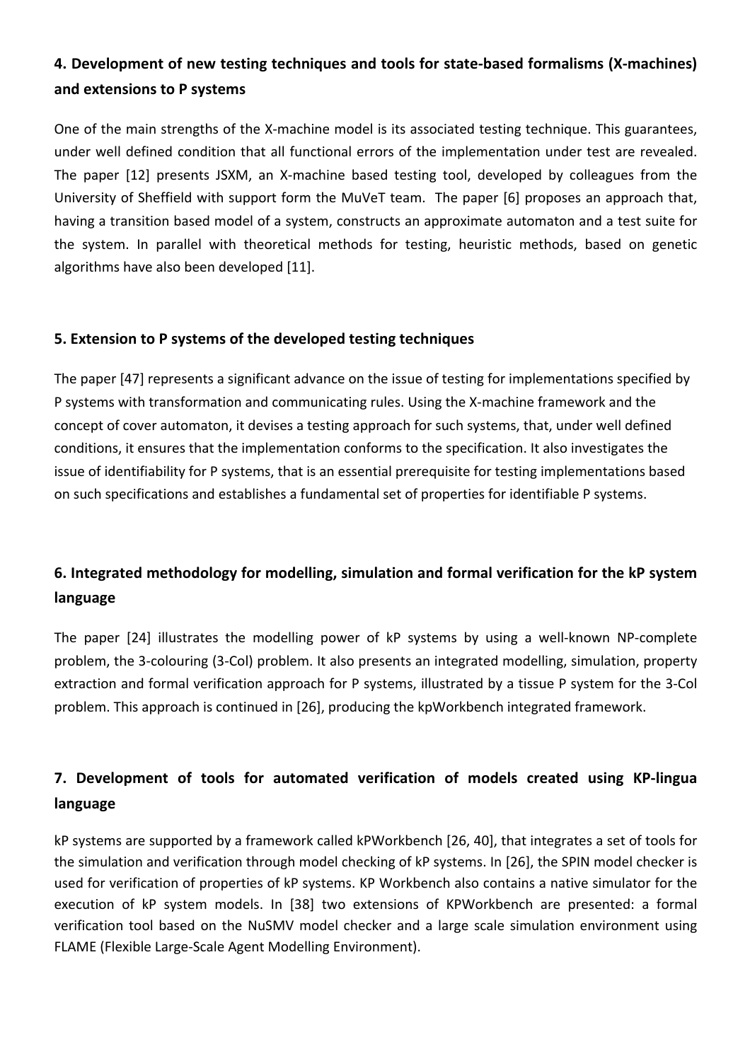### 4. Development of new testing techniques and tools for state-based formalisms (X-machines) and extensions to P systems

One of the main strengths of the X-machine model is its associated testing technique. This guarantees, under well defined condition that all functional errors of the implementation under test are revealed. The paper [12] presents JSXM, an X-machine based testing tool, developed by colleagues from the University of Sheffield with support form the MuVeT team. The paper [6] proposes an approach that, having a transition based model of a system, constructs an approximate automaton and a test suite for the system. In parallel with theoretical methods for testing, heuristic methods, based on genetic algorithms have also been developed [11].

### 5. Extension to P systems of the developed testing techniques

The paper [47] represents a significant advance on the issue of testing for implementations specified by P systems with transformation and communicating rules. Using the X-machine framework and the concept of cover automaton, it devises a testing approach for such systems, that, under well defined conditions, it ensures that the implementation conforms to the specification. It also investigates the issue of identifiability for P systems, that is an essential prerequisite for testing implementations based on such specifications and establishes a fundamental set of properties for identifiable P systems.

### 6. Integrated methodology for modelling, simulation and formal verification for the kP system language

The paper [24] illustrates the modelling power of kP systems by using a well-known NP-complete problem, the 3-colouring (3-Col) problem. It also presents an integrated modelling, simulation, property extraction and formal verification approach for P systems, illustrated by a tissue P system for the 3-Col problem. This approach is continued in [26], producing the kpWorkbench integrated framework.

### 7. Development of tools for automated verification of models created using KP-lingua language

kP systems are supported by a framework called kPWorkbench [26, 40], that integrates a set of tools for the simulation and verification through model checking of kP systems. In [26], the SPIN model checker is used for verification of properties of kP systems. KP Workbench also contains a native simulator for the execution of kP system models. In [38] two extensions of KPWorkbench are presented: a formal verification tool based on the NuSMV model checker and a large scale simulation environment using FLAME (Flexible Large-Scale Agent Modelling Environment).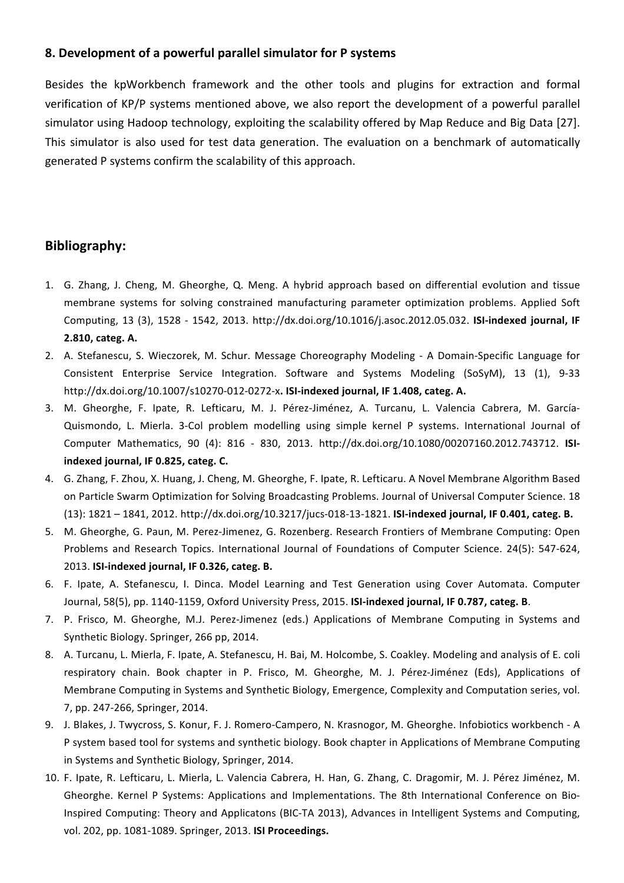### 8. Development of a powerful parallel simulator for P systems

Besides the kpWorkbench framework and the other tools and plugins for extraction and formal verification of KP/P systems mentioned above, we also report the development of a powerful parallel simulator using Hadoop technology, exploiting the scalability offered by Map Reduce and Big Data [27]. This simulator is also used for test data generation. The evaluation on a benchmark of automatically generated P systems confirm the scalability of this approach.

## Bibliography:

1. G. Zhang, J. Cheng, M. Gheorghe, Q. Meng. A hybrid approach based on differential evolution and tissue membrane systems for solving constrained manufacturing parameter optimization problems. Applied Soft Computing, 13 (3), 1528 - 1542, 2013. http://dx.doi.org/10.1016/j.asoc.2012.05.032. **ISI-indexed journal, IF 2.810, categ. A.**
2. A. Stefanescu, S. Wieczorek, M. Schur. Message Choreography Modeling - A Domain-Specific Language for Consistent Enterprise Service Integration. Software and Systems Modeling (SoSyM), 13 (1), 9-33 http://dx.doi.org/10.1007/s10270-012-0272-x**. ISI-indexed journal, IF 1.408, categ. A.**
3. M. Gheorghe, F. Ipate, R. Lefticaru, M. J. Pérez-Jiménez, A. Turcanu, L. Valencia Cabrera, M. García-Quismondo, L. Mierla. 3-Col problem modelling using simple kernel P systems. International Journal of Computer Mathematics, 90 (4): 816 - 830, 2013. http://dx.doi.org/10.1080/00207160.2012.743712. **ISI-indexed journal, IF 0.825, categ. C.**
4. G. Zhang, F. Zhou, X. Huang, J. Cheng, M. Gheorghe, F. Ipate, R. Lefticaru. A Novel Membrane Algorithm Based on Particle Swarm Optimization for Solving Broadcasting Problems. Journal of Universal Computer Science. 18 (13): 1821 – 1841, 2012. http://dx.doi.org/10.3217/jucs-018-13-1821. **ISI-indexed journal, IF 0.401, categ. B.**
5. M. Gheorghe, G. Paun, M. Perez-Jimenez, G. Rozenberg. Research Frontiers of Membrane Computing: Open Problems and Research Topics. International Journal of Foundations of Computer Science. 24(5): 547-624, 2013. **ISI-indexed journal, IF 0.326, categ. B.**
6. F. Ipate, A. Stefanescu, I. Dinca. Model Learning and Test Generation using Cover Automata. Computer Journal, 58(5), pp. 1140-1159, Oxford University Press, 2015. **ISI-indexed journal, IF 0.787, categ. B**.
7. P. Frisco, M. Gheorghe, M.J. Perez-Jimenez (eds.) Applications of Membrane Computing in Systems and Synthetic Biology. Springer, 266 pp, 2014.
8. A. Turcanu, L. Mierla, F. Ipate, A. Stefanescu, H. Bai, M. Holcombe, S. Coakley. Modeling and analysis of E. coli respiratory chain. Book chapter in P. Frisco, M. Gheorghe, M. J. Pérez-Jiménez (Eds), Applications of Membrane Computing in Systems and Synthetic Biology, Emergence, Complexity and Computation series, vol. 7, pp. 247-266, Springer, 2014.
9. J. Blakes, J. Twycross, S. Konur, F. J. Romero-Campero, N. Krasnogor, M. Gheorghe. Infobiotics workbench - A P system based tool for systems and synthetic biology. Book chapter in Applications of Membrane Computing in Systems and Synthetic Biology, Springer, 2014.
10. F. Ipate, R. Lefticaru, L. Mierla, L. Valencia Cabrera, H. Han, G. Zhang, C. Dragomir, M. J. Pérez Jiménez, M. Gheorghe. Kernel P Systems: Applications and Implementations. The 8th International Conference on Bio-Inspired Computing: Theory and Applicatons (BIC-TA 2013), Advances in Intelligent Systems and Computing, vol. 202, pp. 1081-1089. Springer, 2013. **ISI Proceedings.**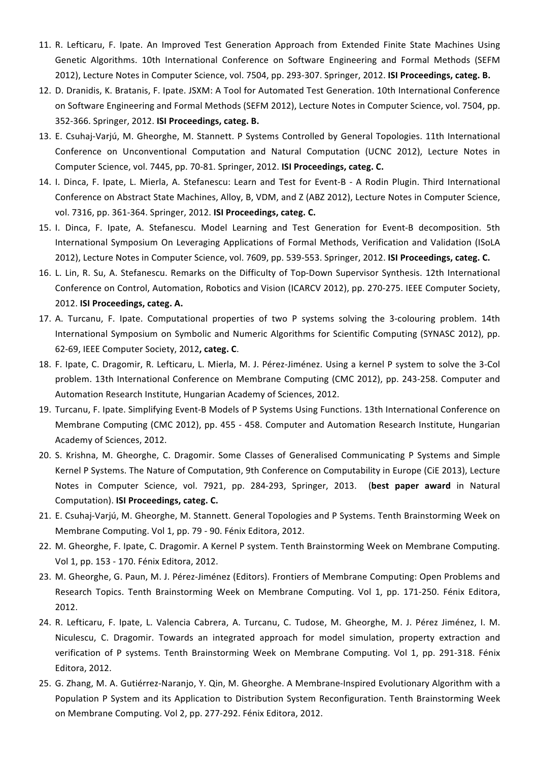11. R. Lefticaru, F. Ipate. An Improved Test Generation Approach from Extended Finite State Machines Using Genetic Algorithms. 10th International Conference on Software Engineering and Formal Methods (SEFM 2012), Lecture Notes in Computer Science, vol. 7504, pp. 293-307. Springer, 2012. **ISI Proceedings, categ. B.**
12. D. Dranidis, K. Bratanis, F. Ipate. JSXM: A Tool for Automated Test Generation. 10th International Conference on Software Engineering and Formal Methods (SEFM 2012), Lecture Notes in Computer Science, vol. 7504, pp. 352-366. Springer, 2012. **ISI Proceedings, categ. B.**
13. E. Csuhaj-Varjú, M. Gheorghe, M. Stannett. P Systems Controlled by General Topologies. 11th International Conference on Unconventional Computation and Natural Computation (UCNC 2012), Lecture Notes in Computer Science, vol. 7445, pp. 70-81. Springer, 2012. **ISI Proceedings, categ. C.**
14. I. Dinca, F. Ipate, L. Mierla, A. Stefanescu: Learn and Test for Event-B - A Rodin Plugin. Third International Conference on Abstract State Machines, Alloy, B, VDM, and Z (ABZ 2012), Lecture Notes in Computer Science, vol. 7316, pp. 361-364. Springer, 2012. **ISI Proceedings, categ. C.**
15. I. Dinca, F. Ipate, A. Stefanescu. Model Learning and Test Generation for Event-B decomposition. 5th International Symposium On Leveraging Applications of Formal Methods, Verification and Validation (ISoLA 2012), Lecture Notes in Computer Science, vol. 7609, pp. 539-553. Springer, 2012. **ISI Proceedings, categ. C.**
16. L. Lin, R. Su, A. Stefanescu. Remarks on the Difficulty of Top-Down Supervisor Synthesis. 12th International Conference on Control, Automation, Robotics and Vision (ICARCV 2012), pp. 270-275. IEEE Computer Society, 2012. **ISI Proceedings, categ. A.**
17. A. Turcanu, F. Ipate. Computational properties of two P systems solving the 3-colouring problem. 14th International Symposium on Symbolic and Numeric Algorithms for Scientific Computing (SYNASC 2012), pp. 62-69, IEEE Computer Society, 2012**, categ. C**.
18. F. Ipate, C. Dragomir, R. Lefticaru, L. Mierla, M. J. Pérez-Jiménez. Using a kernel P system to solve the 3-Col problem. 13th International Conference on Membrane Computing (CMC 2012), pp. 243-258. Computer and Automation Research Institute, Hungarian Academy of Sciences, 2012.
19. Turcanu, F. Ipate. Simplifying Event-B Models of P Systems Using Functions. 13th International Conference on Membrane Computing (CMC 2012), pp. 455 - 458. Computer and Automation Research Institute, Hungarian Academy of Sciences, 2012.
20. S. Krishna, M. Gheorghe, C. Dragomir. Some Classes of Generalised Communicating P Systems and Simple Kernel P Systems. The Nature of Computation, 9th Conference on Computability in Europe (CiE 2013), Lecture Notes in Computer Science, vol. 7921, pp. 284-293, Springer, 2013. (**best paper award** in Natural Computation). **ISI Proceedings, categ. C.**
21. E. Csuhaj-Varjú, M. Gheorghe, M. Stannett. General Topologies and P Systems. Tenth Brainstorming Week on Membrane Computing. Vol 1, pp. 79 - 90. Fénix Editora, 2012.
22. M. Gheorghe, F. Ipate, C. Dragomir. A Kernel P system. Tenth Brainstorming Week on Membrane Computing. Vol 1, pp. 153 - 170. Fénix Editora, 2012.
23. M. Gheorghe, G. Paun, M. J. Pérez-Jiménez (Editors). Frontiers of Membrane Computing: Open Problems and Research Topics. Tenth Brainstorming Week on Membrane Computing. Vol 1, pp. 171-250. Fénix Editora, 2012.
24. R. Lefticaru, F. Ipate, L. Valencia Cabrera, A. Turcanu, C. Tudose, M. Gheorghe, M. J. Pérez Jiménez, I. M. Niculescu, C. Dragomir. Towards an integrated approach for model simulation, property extraction and verification of P systems. Tenth Brainstorming Week on Membrane Computing. Vol 1, pp. 291-318. Fénix Editora, 2012.
25. G. Zhang, M. A. Gutiérrez-Naranjo, Y. Qin, M. Gheorghe. A Membrane-Inspired Evolutionary Algorithm with a Population P System and its Application to Distribution System Reconfiguration. Tenth Brainstorming Week on Membrane Computing. Vol 2, pp. 277-292. Fénix Editora, 2012.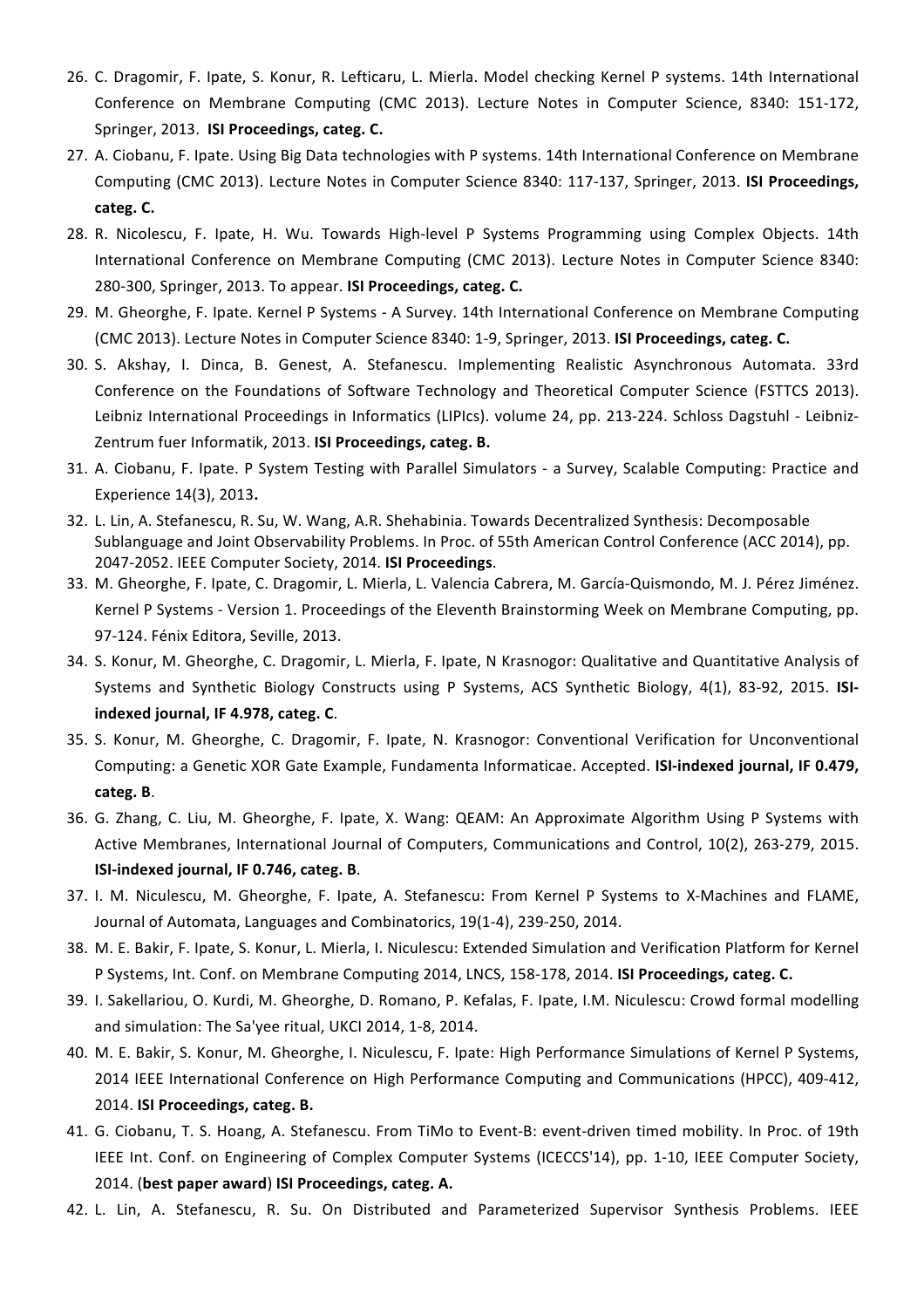26. C. Dragomir, F. Ipate, S. Konur, R. Lefticaru, L. Mierla. Model checking Kernel P systems. 14th International Conference on Membrane Computing (CMC 2013). Lecture Notes in Computer Science, 8340: 151-172, Springer, 2013. **ISI Proceedings, categ. C.**
27. A. Ciobanu, F. Ipate. Using Big Data technologies with P systems. 14th International Conference on Membrane Computing (CMC 2013). Lecture Notes in Computer Science 8340: 117-137, Springer, 2013. **ISI Proceedings, categ. C.**
28. R. Nicolescu, F. Ipate, H. Wu. Towards High-level P Systems Programming using Complex Objects. 14th International Conference on Membrane Computing (CMC 2013). Lecture Notes in Computer Science 8340: 280-300, Springer, 2013. To appear. **ISI Proceedings, categ. C.**
29. M. Gheorghe, F. Ipate. Kernel P Systems - A Survey. 14th International Conference on Membrane Computing (CMC 2013). Lecture Notes in Computer Science 8340: 1-9, Springer, 2013. **ISI Proceedings, categ. C.**
30. S. Akshay, I. Dinca, B. Genest, A. Stefanescu. Implementing Realistic Asynchronous Automata. 33rd Conference on the Foundations of Software Technology and Theoretical Computer Science (FSTTCS 2013). Leibniz International Proceedings in Informatics (LIPIcs). volume 24, pp. 213-224. Schloss Dagstuhl - Leibniz-Zentrum fuer Informatik, 2013. **ISI Proceedings, categ. B.**
31. A. Ciobanu, F. Ipate. P System Testing with Parallel Simulators - a Survey, Scalable Computing: Practice and Experience 14(3), 2013**.**
32. L. Lin, A. Stefanescu, R. Su, W. Wang, A.R. Shehabinia. Towards Decentralized Synthesis: Decomposable Sublanguage and Joint Observability Problems. In Proc. of 55th American Control Conference (ACC 2014), pp. 2047-2052. IEEE Computer Society, 2014. **ISI Proceedings**.
33. M. Gheorghe, F. Ipate, C. Dragomir, L. Mierla, L. Valencia Cabrera, M. García-Quismondo, M. J. Pérez Jiménez. Kernel P Systems - Version 1. Proceedings of the Eleventh Brainstorming Week on Membrane Computing, pp. 97-124. Fénix Editora, Seville, 2013.
34. S. Konur, M. Gheorghe, C. Dragomir, L. Mierla, F. Ipate, N Krasnogor: Qualitative and Quantitative Analysis of Systems and Synthetic Biology Constructs using P Systems, ACS Synthetic Biology, 4(1), 83-92, 2015. **ISI-indexed journal, IF 4.978, categ. C**.
35. S. Konur, M. Gheorghe, C. Dragomir, F. Ipate, N. Krasnogor: Conventional Verification for Unconventional Computing: a Genetic XOR Gate Example, Fundamenta Informaticae. Accepted. **ISI-indexed journal, IF 0.479, categ. B**.
36. G. Zhang, C. Liu, M. Gheorghe, F. Ipate, X. Wang: QEAM: An Approximate Algorithm Using P Systems with Active Membranes, International Journal of Computers, Communications and Control, 10(2), 263-279, 2015. **ISI-indexed journal, IF 0.746, categ. B**.
37. I. M. Niculescu, M. Gheorghe, F. Ipate, A. Stefanescu: From Kernel P Systems to X-Machines and FLAME, Journal of Automata, Languages and Combinatorics, 19(1-4), 239-250, 2014.
38. M. E. Bakir, F. Ipate, S. Konur, L. Mierla, I. Niculescu: Extended Simulation and Verification Platform for Kernel P Systems, Int. Conf. on Membrane Computing 2014, LNCS, 158-178, 2014. **ISI Proceedings, categ. C.**
39. I. Sakellariou, O. Kurdi, M. Gheorghe, D. Romano, P. Kefalas, F. Ipate, I.M. Niculescu: Crowd formal modelling and simulation: The Sa'yee ritual, UKCI 2014, 1-8, 2014.
40. M. E. Bakir, S. Konur, M. Gheorghe, I. Niculescu, F. Ipate: High Performance Simulations of Kernel P Systems, 2014 IEEE International Conference on High Performance Computing and Communications (HPCC), 409-412, 2014. **ISI Proceedings, categ. B.**
41. G. Ciobanu, T. S. Hoang, A. Stefanescu. From TiMo to Event-B: event-driven timed mobility. In Proc. of 19th IEEE Int. Conf. on Engineering of Complex Computer Systems (ICECCS'14), pp. 1-10, IEEE Computer Society, 2014. (**best paper award**) **ISI Proceedings, categ. A.**
42. L. Lin, A. Stefanescu, R. Su. On Distributed and Parameterized Supervisor Synthesis Problems. IEEE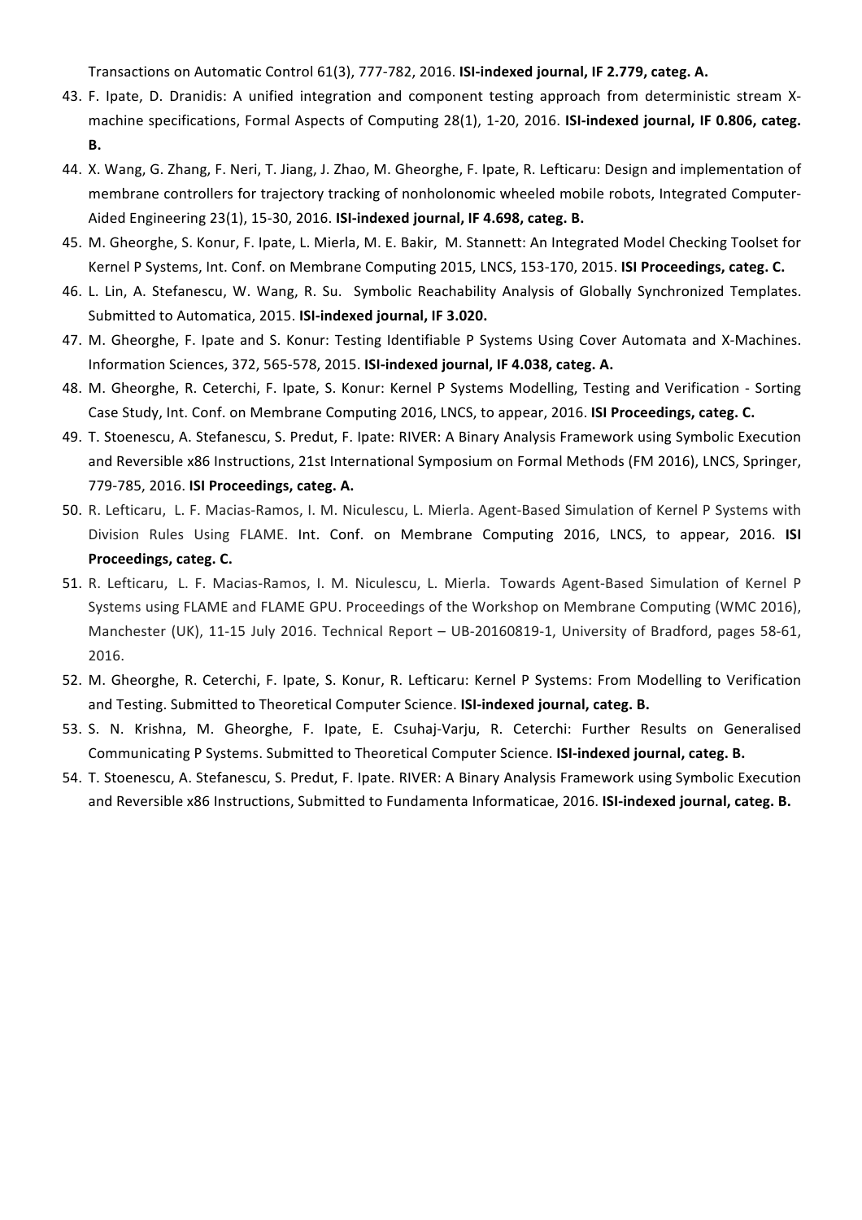Transactions on Automatic Control 61(3), 777-782, 2016. **ISI-indexed journal, IF 2.779, categ. A.**

43. F. Ipate, D. Dranidis: A unified integration and component testing approach from deterministic stream X-machine specifications, Formal Aspects of Computing 28(1), 1-20, 2016. **ISI-indexed journal, IF 0.806, categ. B.**
44. X. Wang, G. Zhang, F. Neri, T. Jiang, J. Zhao, M. Gheorghe, F. Ipate, R. Lefticaru: Design and implementation of membrane controllers for trajectory tracking of nonholonomic wheeled mobile robots, Integrated Computer-Aided Engineering 23(1), 15-30, 2016. **ISI-indexed journal, IF 4.698, categ. B.**
45. M. Gheorghe, S. Konur, F. Ipate, L. Mierla, M. E. Bakir, M. Stannett: An Integrated Model Checking Toolset for Kernel P Systems, Int. Conf. on Membrane Computing 2015, LNCS, 153-170, 2015. **ISI Proceedings, categ. C.**
46. L. Lin, A. Stefanescu, W. Wang, R. Su. Symbolic Reachability Analysis of Globally Synchronized Templates. Submitted to Automatica, 2015. **ISI-indexed journal, IF 3.020.**
47. M. Gheorghe, F. Ipate and S. Konur: Testing Identifiable P Systems Using Cover Automata and X-Machines. Information Sciences, 372, 565-578, 2015. **ISI-indexed journal, IF 4.038, categ. A.**
48. M. Gheorghe, R. Ceterchi, F. Ipate, S. Konur: Kernel P Systems Modelling, Testing and Verification - Sorting Case Study, Int. Conf. on Membrane Computing 2016, LNCS, to appear, 2016. **ISI Proceedings, categ. C.**
49. T. Stoenescu, A. Stefanescu, S. Predut, F. Ipate: RIVER: A Binary Analysis Framework using Symbolic Execution and Reversible x86 Instructions, 21st International Symposium on Formal Methods (FM 2016), LNCS, Springer, 779-785, 2016. **ISI Proceedings, categ. A.**
50. R. Lefticaru, L. F. Macias-Ramos, I. M. Niculescu, L. Mierla. Agent-Based Simulation of Kernel P Systems with Division Rules Using FLAME. Int. Conf. on Membrane Computing 2016, LNCS, to appear, 2016. **ISI Proceedings, categ. C.**
51. R. Lefticaru, L. F. Macias-Ramos, I. M. Niculescu, L. Mierla. Towards Agent-Based Simulation of Kernel P Systems using FLAME and FLAME GPU. Proceedings of the Workshop on Membrane Computing (WMC 2016), Manchester (UK), 11-15 July 2016. Technical Report – UB-20160819-1, University of Bradford, pages 58-61, 2016.
52. M. Gheorghe, R. Ceterchi, F. Ipate, S. Konur, R. Lefticaru: Kernel P Systems: From Modelling to Verification and Testing. Submitted to Theoretical Computer Science. **ISI-indexed journal, categ. B.**
53. S. N. Krishna, M. Gheorghe, F. Ipate, E. Csuhaj-Varju, R. Ceterchi: Further Results on Generalised Communicating P Systems. Submitted to Theoretical Computer Science. **ISI-indexed journal, categ. B.**
54. T. Stoenescu, A. Stefanescu, S. Predut, F. Ipate. RIVER: A Binary Analysis Framework using Symbolic Execution and Reversible x86 Instructions, Submitted to Fundamenta Informaticae, 2016. **ISI-indexed journal, categ. B.**